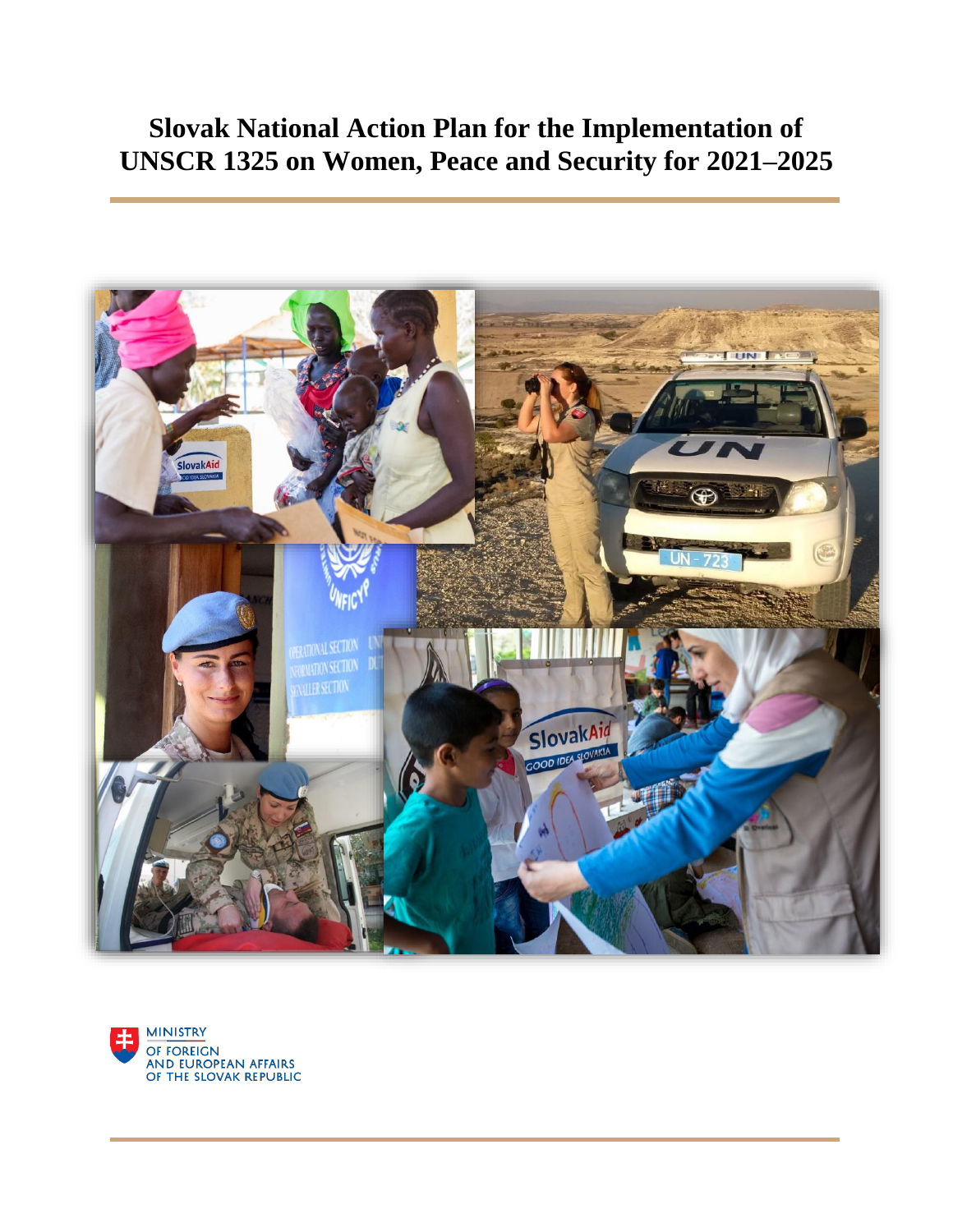# Slovak National Action Plan for the Implementation of UNSCR 1325 on Women, Peace and Security for 2021–2025

MINISTRY
OF FOREIGN
AND EUROPEAN AFFAIRS
OF THE SLOVAK REPUBLIC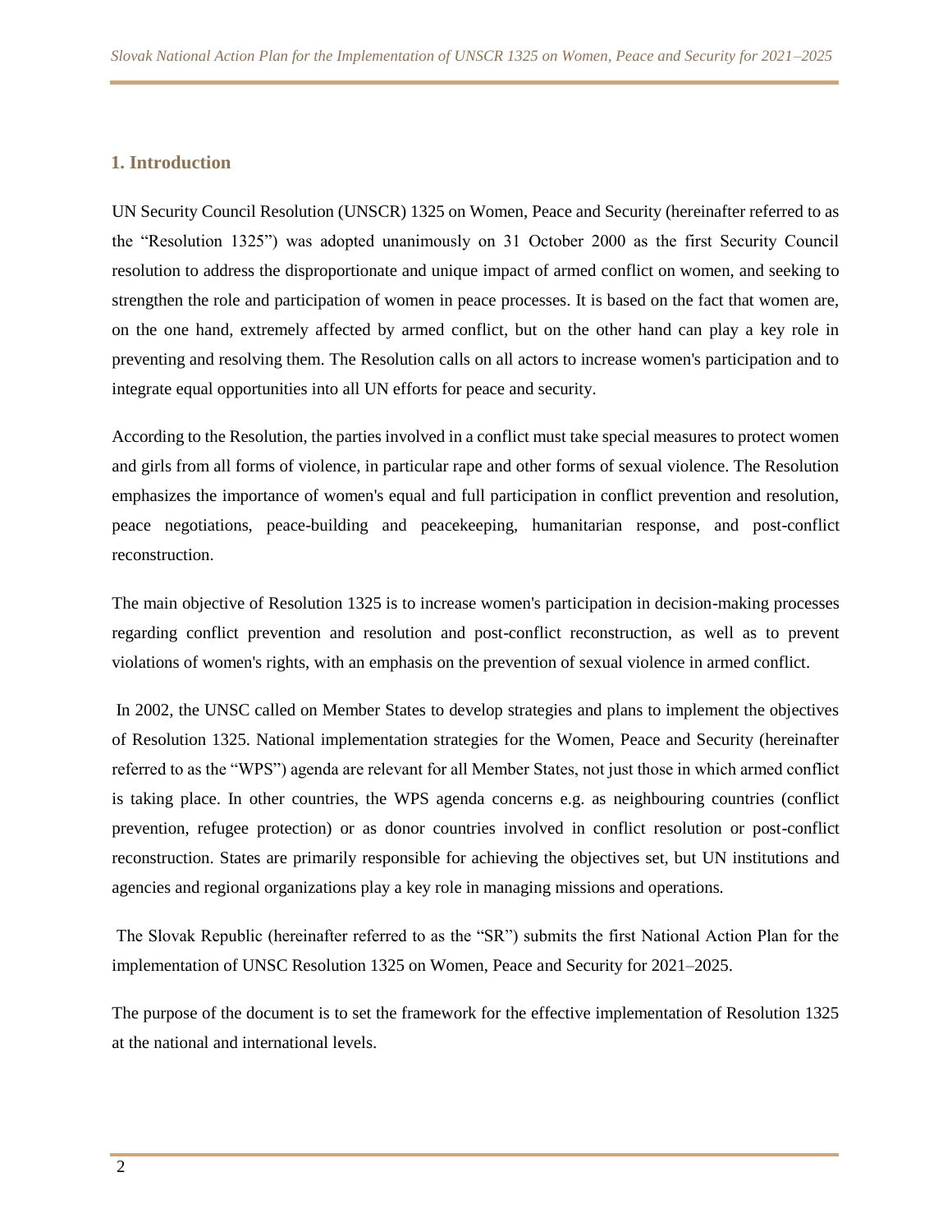## 1. Introduction

UN Security Council Resolution (UNSCR) 1325 on Women, Peace and Security (hereinafter referred to as the "Resolution 1325") was adopted unanimously on 31 October 2000 as the first Security Council resolution to address the disproportionate and unique impact of armed conflict on women, and seeking to strengthen the role and participation of women in peace processes. It is based on the fact that women are, on the one hand, extremely affected by armed conflict, but on the other hand can play a key role in preventing and resolving them. The Resolution calls on all actors to increase women's participation and to integrate equal opportunities into all UN efforts for peace and security.

According to the Resolution, the parties involved in a conflict must take special measures to protect women and girls from all forms of violence, in particular rape and other forms of sexual violence. The Resolution emphasizes the importance of women's equal and full participation in conflict prevention and resolution, peace negotiations, peace-building and peacekeeping, humanitarian response, and post-conflict reconstruction.

The main objective of Resolution 1325 is to increase women's participation in decision-making processes regarding conflict prevention and resolution and post-conflict reconstruction, as well as to prevent violations of women's rights, with an emphasis on the prevention of sexual violence in armed conflict.

In 2002, the UNSC called on Member States to develop strategies and plans to implement the objectives of Resolution 1325. National implementation strategies for the Women, Peace and Security (hereinafter referred to as the "WPS") agenda are relevant for all Member States, not just those in which armed conflict is taking place. In other countries, the WPS agenda concerns e.g. as neighbouring countries (conflict prevention, refugee protection) or as donor countries involved in conflict resolution or post-conflict reconstruction. States are primarily responsible for achieving the objectives set, but UN institutions and agencies and regional organizations play a key role in managing missions and operations.

The Slovak Republic (hereinafter referred to as the "SR") submits the first National Action Plan for the implementation of UNSC Resolution 1325 on Women, Peace and Security for 2021–2025.

The purpose of the document is to set the framework for the effective implementation of Resolution 1325 at the national and international levels.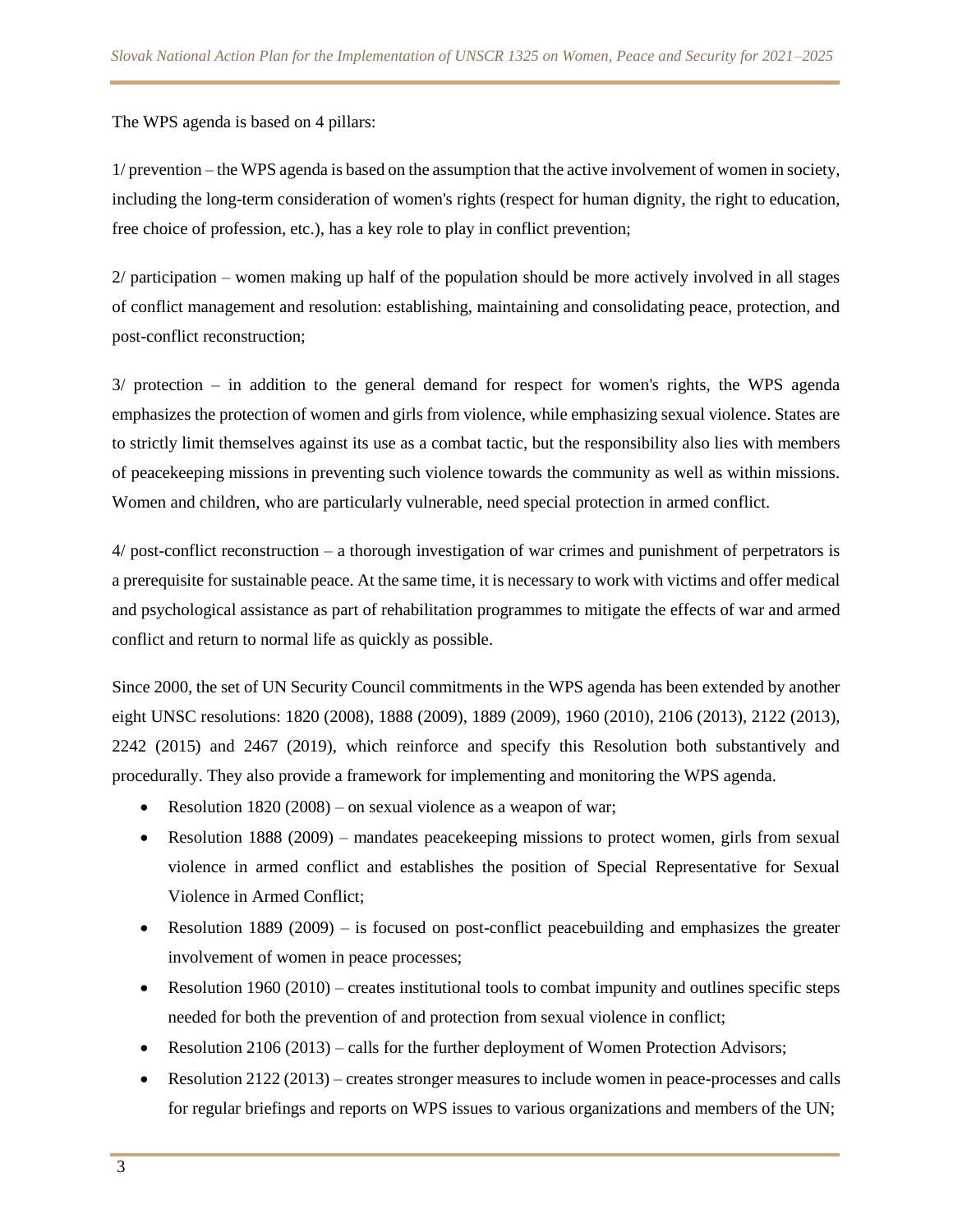The WPS agenda is based on 4 pillars:

1/ prevention – the WPS agenda is based on the assumption that the active involvement of women in society, including the long-term consideration of women's rights (respect for human dignity, the right to education, free choice of profession, etc.), has a key role to play in conflict prevention;

2/ participation – women making up half of the population should be more actively involved in all stages of conflict management and resolution: establishing, maintaining and consolidating peace, protection, and post-conflict reconstruction;

3/ protection – in addition to the general demand for respect for women's rights, the WPS agenda emphasizes the protection of women and girls from violence, while emphasizing sexual violence. States are to strictly limit themselves against its use as a combat tactic, but the responsibility also lies with members of peacekeeping missions in preventing such violence towards the community as well as within missions. Women and children, who are particularly vulnerable, need special protection in armed conflict.

4/ post-conflict reconstruction – a thorough investigation of war crimes and punishment of perpetrators is a prerequisite for sustainable peace. At the same time, it is necessary to work with victims and offer medical and psychological assistance as part of rehabilitation programmes to mitigate the effects of war and armed conflict and return to normal life as quickly as possible.

Since 2000, the set of UN Security Council commitments in the WPS agenda has been extended by another eight UNSC resolutions: 1820 (2008), 1888 (2009), 1889 (2009), 1960 (2010), 2106 (2013), 2122 (2013), 2242 (2015) and 2467 (2019), which reinforce and specify this Resolution both substantively and procedurally. They also provide a framework for implementing and monitoring the WPS agenda.

- Resolution 1820 (2008) – on sexual violence as a weapon of war;
- Resolution 1888 (2009) – mandates peacekeeping missions to protect women, girls from sexual violence in armed conflict and establishes the position of Special Representative for Sexual Violence in Armed Conflict;
- Resolution 1889 (2009) – is focused on post-conflict peacebuilding and emphasizes the greater involvement of women in peace processes;
- Resolution 1960 (2010) – creates institutional tools to combat impunity and outlines specific steps needed for both the prevention of and protection from sexual violence in conflict;
- Resolution 2106 (2013) – calls for the further deployment of Women Protection Advisors;
- Resolution 2122 (2013) – creates stronger measures to include women in peace-processes and calls for regular briefings and reports on WPS issues to various organizations and members of the UN;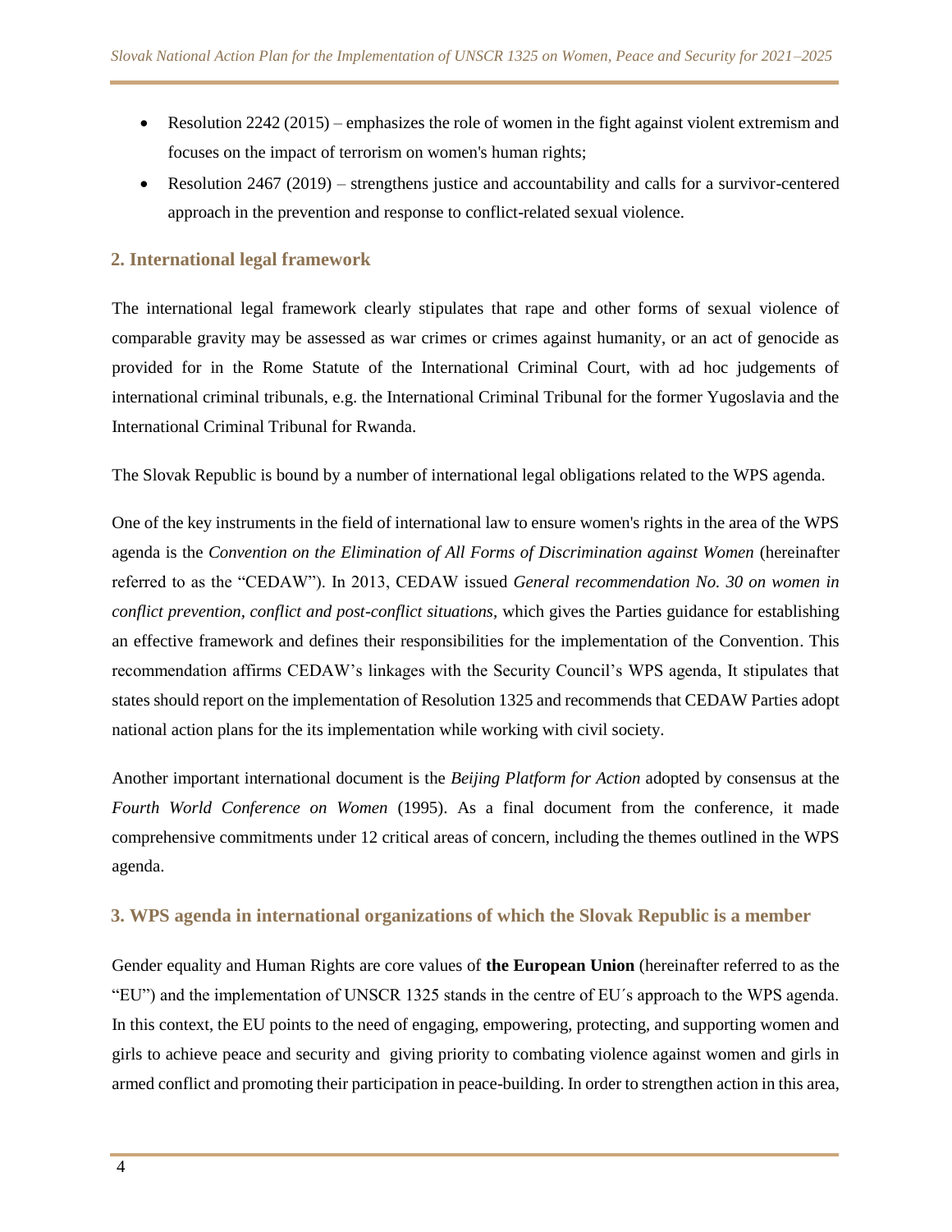- Resolution 2242 (2015) – emphasizes the role of women in the fight against violent extremism and focuses on the impact of terrorism on women's human rights;
- Resolution 2467 (2019) – strengthens justice and accountability and calls for a survivor-centered approach in the prevention and response to conflict-related sexual violence.

## 2. International legal framework

The international legal framework clearly stipulates that rape and other forms of sexual violence of comparable gravity may be assessed as war crimes or crimes against humanity, or an act of genocide as provided for in the Rome Statute of the International Criminal Court, with ad hoc judgements of international criminal tribunals, e.g. the International Criminal Tribunal for the former Yugoslavia and the International Criminal Tribunal for Rwanda.

The Slovak Republic is bound by a number of international legal obligations related to the WPS agenda.

One of the key instruments in the field of international law to ensure women's rights in the area of the WPS agenda is the *Convention on the Elimination of All Forms of Discrimination against Women* (hereinafter referred to as the "CEDAW"). In 2013, CEDAW issued *General recommendation No. 30 on women in conflict prevention, conflict and post-conflict situations,* which gives the Parties guidance for establishing an effective framework and defines their responsibilities for the implementation of the Convention. This recommendation affirms CEDAW's linkages with the Security Council's WPS agenda, It stipulates that states should report on the implementation of Resolution 1325 and recommends that CEDAW Parties adopt national action plans for the its implementation while working with civil society.

Another important international document is the *Beijing Platform for Action* adopted by consensus at the *Fourth World Conference on Women* (1995). As a final document from the conference, it made comprehensive commitments under 12 critical areas of concern, including the themes outlined in the WPS agenda.

## 3. WPS agenda in international organizations of which the Slovak Republic is a member

Gender equality and Human Rights are core values of **the European Union** (hereinafter referred to as the "EU") and the implementation of UNSCR 1325 stands in the centre of EU´s approach to the WPS agenda. In this context, the EU points to the need of engaging, empowering, protecting, and supporting women and girls to achieve peace and security and giving priority to combating violence against women and girls in armed conflict and promoting their participation in peace-building. In order to strengthen action in this area,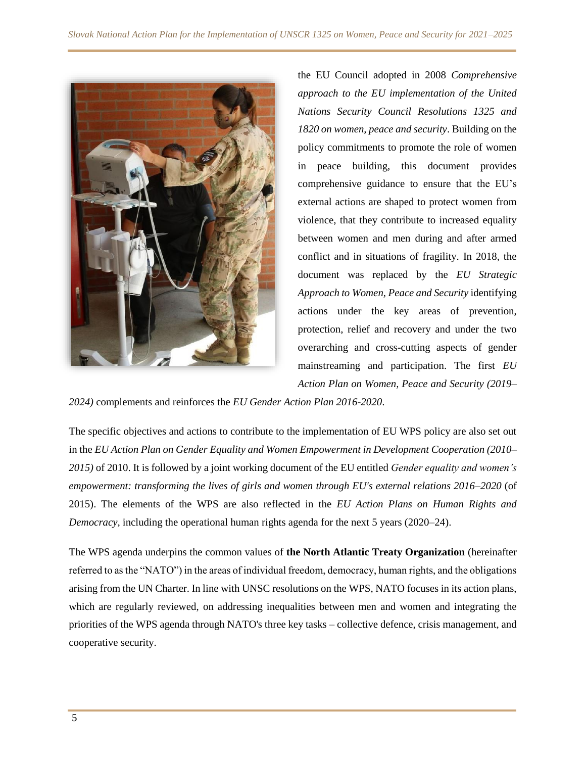the EU Council adopted in 2008 *Comprehensive approach to the EU implementation of the United Nations Security Council Resolutions 1325 and 1820 on women, peace and security*. Building on the policy commitments to promote the role of women in peace building, this document provides comprehensive guidance to ensure that the EU's external actions are shaped to protect women from violence, that they contribute to increased equality between women and men during and after armed conflict and in situations of fragility. In 2018, the document was replaced by the *EU Strategic Approach to Women, Peace and Security* identifying actions under the key areas of prevention, protection, relief and recovery and under the two overarching and cross-cutting aspects of gender mainstreaming and participation. The first *EU Action Plan on Women, Peace and Security (2019–2024)* complements and reinforces the *EU Gender Action Plan 2016-2020*.

The specific objectives and actions to contribute to the implementation of EU WPS policy are also set out in the *EU Action Plan on Gender Equality and Women Empowerment in Development Cooperation (2010–2015)* of 2010. It is followed by a joint working document of the EU entitled *Gender equality and women's empowerment: transforming the lives of girls and women through EU's external relations 2016–2020* (of 2015). The elements of the WPS are also reflected in the *EU Action Plans on Human Rights and Democracy*, including the operational human rights agenda for the next 5 years (2020–24).

The WPS agenda underpins the common values of **the North Atlantic Treaty Organization** (hereinafter referred to as the "NATO") in the areas of individual freedom, democracy, human rights, and the obligations arising from the UN Charter. In line with UNSC resolutions on the WPS, NATO focuses in its action plans, which are regularly reviewed, on addressing inequalities between men and women and integrating the priorities of the WPS agenda through NATO's three key tasks – collective defence, crisis management, and cooperative security.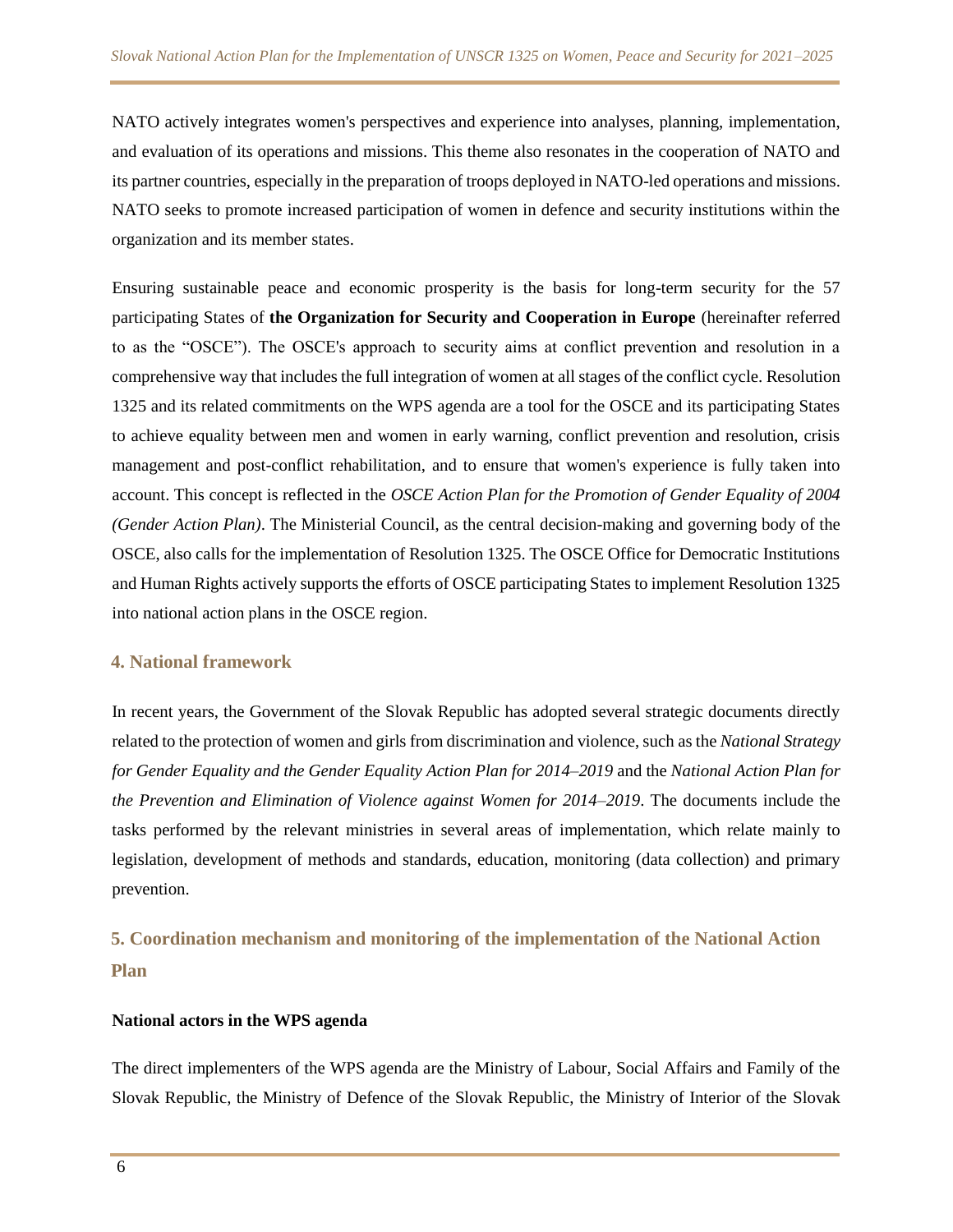NATO actively integrates women's perspectives and experience into analyses, planning, implementation, and evaluation of its operations and missions. This theme also resonates in the cooperation of NATO and its partner countries, especially in the preparation of troops deployed in NATO-led operations and missions. NATO seeks to promote increased participation of women in defence and security institutions within the organization and its member states.

Ensuring sustainable peace and economic prosperity is the basis for long-term security for the 57 participating States of **the Organization for Security and Cooperation in Europe** (hereinafter referred to as the "OSCE"). The OSCE's approach to security aims at conflict prevention and resolution in a comprehensive way that includes the full integration of women at all stages of the conflict cycle. Resolution 1325 and its related commitments on the WPS agenda are a tool for the OSCE and its participating States to achieve equality between men and women in early warning, conflict prevention and resolution, crisis management and post-conflict rehabilitation, and to ensure that women's experience is fully taken into account. This concept is reflected in the *OSCE Action Plan for the Promotion of Gender Equality of 2004 (Gender Action Plan)*. The Ministerial Council, as the central decision-making and governing body of the OSCE, also calls for the implementation of Resolution 1325. The OSCE Office for Democratic Institutions and Human Rights actively supports the efforts of OSCE participating States to implement Resolution 1325 into national action plans in the OSCE region.

## 4. National framework

In recent years, the Government of the Slovak Republic has adopted several strategic documents directly related to the protection of women and girls from discrimination and violence, such as the *National Strategy for Gender Equality and the Gender Equality Action Plan for 2014–2019* and the *National Action Plan for the Prevention and Elimination of Violence against Women for 2014–2019*. The documents include the tasks performed by the relevant ministries in several areas of implementation, which relate mainly to legislation, development of methods and standards, education, monitoring (data collection) and primary prevention.

## 5. Coordination mechanism and monitoring of the implementation of the National Action Plan

**National actors in the WPS agenda**

The direct implementers of the WPS agenda are the Ministry of Labour, Social Affairs and Family of the Slovak Republic, the Ministry of Defence of the Slovak Republic, the Ministry of Interior of the Slovak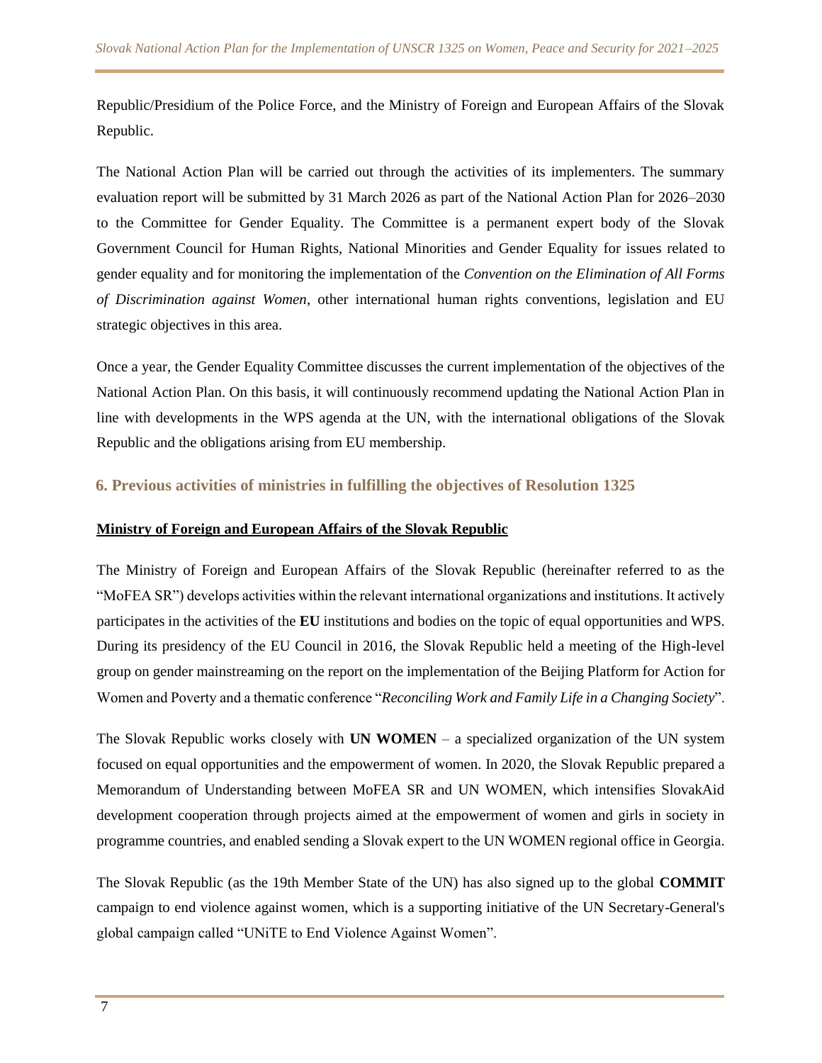Republic/Presidium of the Police Force, and the Ministry of Foreign and European Affairs of the Slovak Republic.

The National Action Plan will be carried out through the activities of its implementers. The summary evaluation report will be submitted by 31 March 2026 as part of the National Action Plan for 2026–2030 to the Committee for Gender Equality. The Committee is a permanent expert body of the Slovak Government Council for Human Rights, National Minorities and Gender Equality for issues related to gender equality and for monitoring the implementation of the *Convention on the Elimination of All Forms of Discrimination against Women*, other international human rights conventions, legislation and EU strategic objectives in this area.

Once a year, the Gender Equality Committee discusses the current implementation of the objectives of the National Action Plan. On this basis, it will continuously recommend updating the National Action Plan in line with developments in the WPS agenda at the UN, with the international obligations of the Slovak Republic and the obligations arising from EU membership.

## 6. Previous activities of ministries in fulfilling the objectives of Resolution 1325

**Ministry of Foreign and European Affairs of the Slovak Republic**

The Ministry of Foreign and European Affairs of the Slovak Republic (hereinafter referred to as the "MoFEA SR") develops activities within the relevant international organizations and institutions. It actively participates in the activities of the **EU** institutions and bodies on the topic of equal opportunities and WPS. During its presidency of the EU Council in 2016, the Slovak Republic held a meeting of the High-level group on gender mainstreaming on the report on the implementation of the Beijing Platform for Action for Women and Poverty and a thematic conference "*Reconciling Work and Family Life in a Changing Society*".

The Slovak Republic works closely with **UN WOMEN** – a specialized organization of the UN system focused on equal opportunities and the empowerment of women. In 2020, the Slovak Republic prepared a Memorandum of Understanding between MoFEA SR and UN WOMEN, which intensifies SlovakAid development cooperation through projects aimed at the empowerment of women and girls in society in programme countries, and enabled sending a Slovak expert to the UN WOMEN regional office in Georgia.

The Slovak Republic (as the 19th Member State of the UN) has also signed up to the global **COMMIT** campaign to end violence against women, which is a supporting initiative of the UN Secretary-General's global campaign called "UNiTE to End Violence Against Women".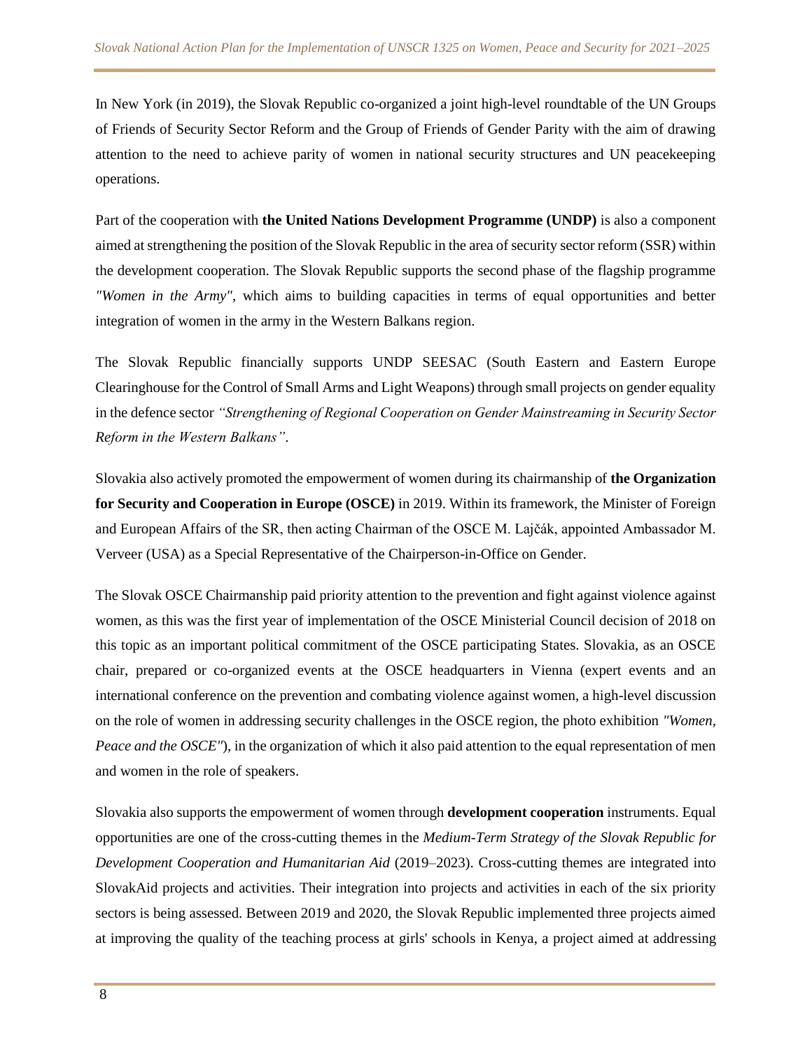In New York (in 2019), the Slovak Republic co-organized a joint high-level roundtable of the UN Groups of Friends of Security Sector Reform and the Group of Friends of Gender Parity with the aim of drawing attention to the need to achieve parity of women in national security structures and UN peacekeeping operations.

Part of the cooperation with **the United Nations Development Programme (UNDP)** is also a component aimed at strengthening the position of the Slovak Republic in the area of security sector reform (SSR) within the development cooperation. The Slovak Republic supports the second phase of the flagship programme *"Women in the Army"*, which aims to building capacities in terms of equal opportunities and better integration of women in the army in the Western Balkans region.

The Slovak Republic financially supports UNDP SEESAC (South Eastern and Eastern Europe Clearinghouse for the Control of Small Arms and Light Weapons) through small projects on gender equality in the defence sector *"Strengthening of Regional Cooperation on Gender Mainstreaming in Security Sector Reform in the Western Balkans"*.

Slovakia also actively promoted the empowerment of women during its chairmanship of **the Organization for Security and Cooperation in Europe (OSCE)** in 2019. Within its framework, the Minister of Foreign and European Affairs of the SR, then acting Chairman of the OSCE M. Lajčák, appointed Ambassador M. Verveer (USA) as a Special Representative of the Chairperson-in-Office on Gender.

The Slovak OSCE Chairmanship paid priority attention to the prevention and fight against violence against women, as this was the first year of implementation of the OSCE Ministerial Council decision of 2018 on this topic as an important political commitment of the OSCE participating States. Slovakia, as an OSCE chair, prepared or co-organized events at the OSCE headquarters in Vienna (expert events and an international conference on the prevention and combating violence against women, a high-level discussion on the role of women in addressing security challenges in the OSCE region, the photo exhibition *"Women, Peace and the OSCE"*), in the organization of which it also paid attention to the equal representation of men and women in the role of speakers.

Slovakia also supports the empowerment of women through **development cooperation** instruments. Equal opportunities are one of the cross-cutting themes in the *Medium-Term Strategy of the Slovak Republic for Development Cooperation and Humanitarian Aid* (2019–2023). Cross-cutting themes are integrated into SlovakAid projects and activities. Their integration into projects and activities in each of the six priority sectors is being assessed. Between 2019 and 2020, the Slovak Republic implemented three projects aimed at improving the quality of the teaching process at girls' schools in Kenya, a project aimed at addressing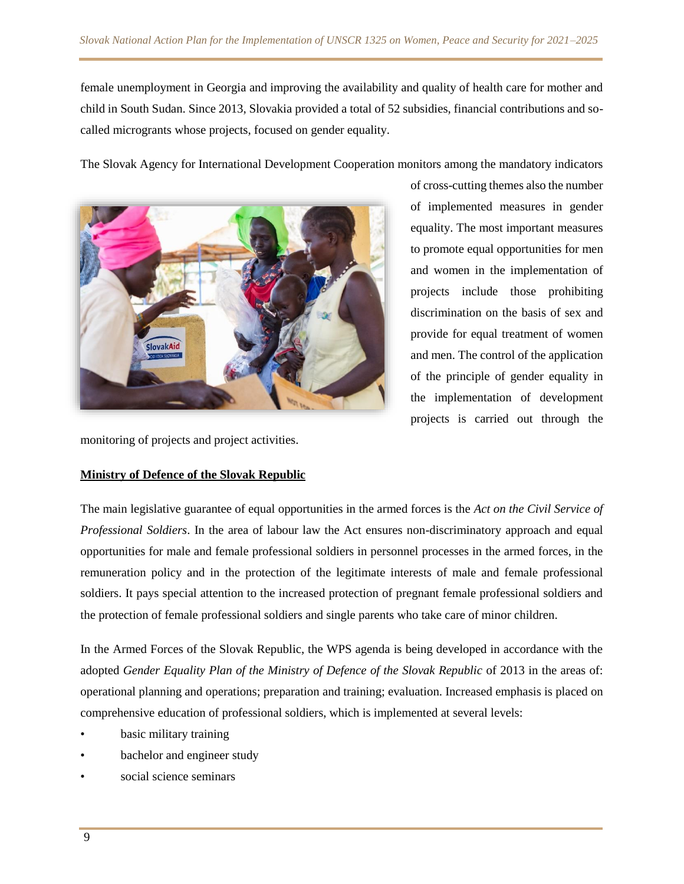female unemployment in Georgia and improving the availability and quality of health care for mother and child in South Sudan. Since 2013, Slovakia provided a total of 52 subsidies, financial contributions and so-called microgrants whose projects, focused on gender equality.

The Slovak Agency for International Development Cooperation monitors among the mandatory indicators of cross-cutting themes also the number of implemented measures in gender equality. The most important measures to promote equal opportunities for men and women in the implementation of projects include those prohibiting discrimination on the basis of sex and provide for equal treatment of women and men. The control of the application of the principle of gender equality in the implementation of development projects is carried out through the monitoring of projects and project activities.

**Ministry of Defence of the Slovak Republic**

The main legislative guarantee of equal opportunities in the armed forces is the *Act on the Civil Service of Professional Soldiers*. In the area of labour law the Act ensures non-discriminatory approach and equal opportunities for male and female professional soldiers in personnel processes in the armed forces, in the remuneration policy and in the protection of the legitimate interests of male and female professional soldiers. It pays special attention to the increased protection of pregnant female professional soldiers and the protection of female professional soldiers and single parents who take care of minor children.

In the Armed Forces of the Slovak Republic, the WPS agenda is being developed in accordance with the adopted *Gender Equality Plan of the Ministry of Defence of the Slovak Republic* of 2013 in the areas of: operational planning and operations; preparation and training; evaluation. Increased emphasis is placed on comprehensive education of professional soldiers, which is implemented at several levels:

- basic military training
- bachelor and engineer study
- social science seminars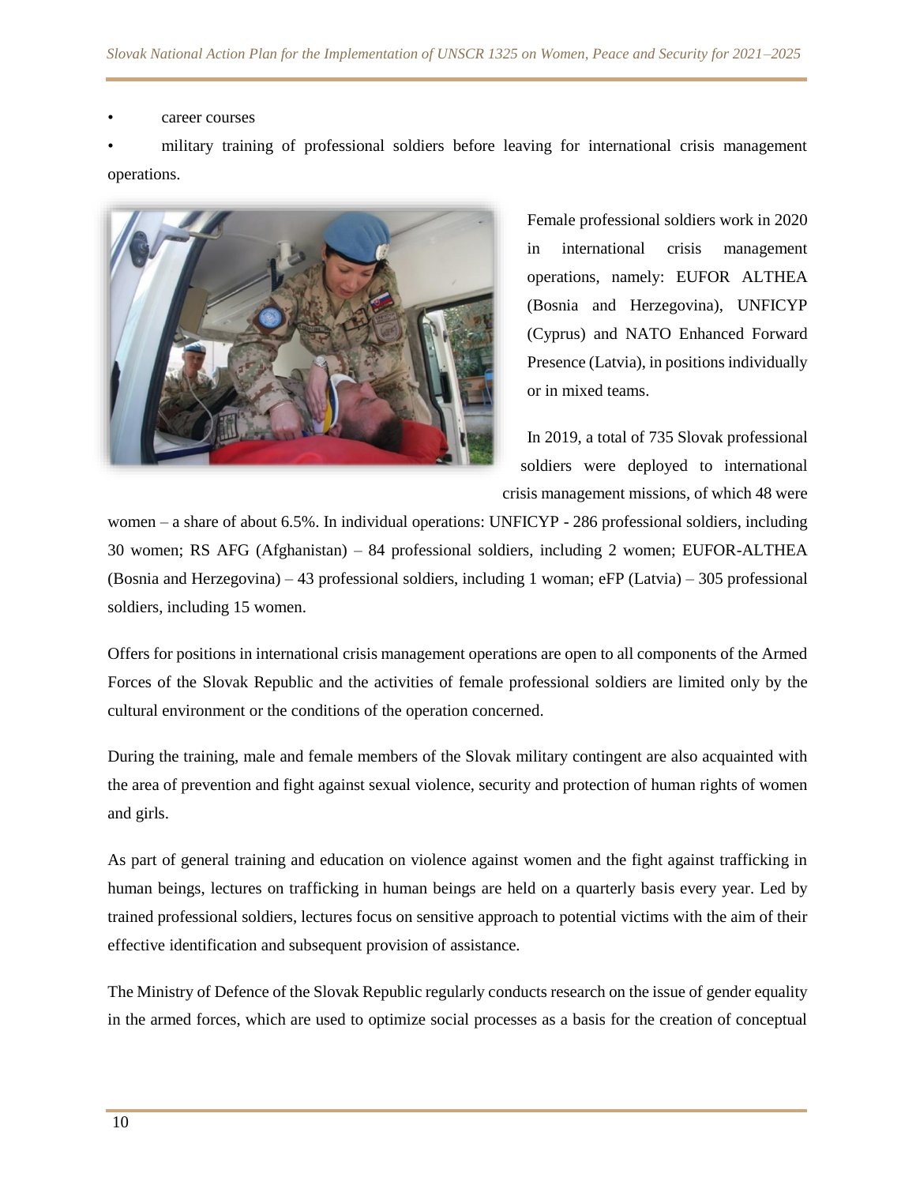- career courses
- military training of professional soldiers before leaving for international crisis management operations.

Female professional soldiers work in 2020 in international crisis management operations, namely: EUFOR ALTHEA (Bosnia and Herzegovina), UNFICYP (Cyprus) and NATO Enhanced Forward Presence (Latvia), in positions individually or in mixed teams.

In 2019, a total of 735 Slovak professional soldiers were deployed to international crisis management missions, of which 48 were women – a share of about 6.5%. In individual operations: UNFICYP - 286 professional soldiers, including 30 women; RS AFG (Afghanistan) – 84 professional soldiers, including 2 women; EUFOR-ALTHEA (Bosnia and Herzegovina) – 43 professional soldiers, including 1 woman; eFP (Latvia) – 305 professional soldiers, including 15 women.

Offers for positions in international crisis management operations are open to all components of the Armed Forces of the Slovak Republic and the activities of female professional soldiers are limited only by the cultural environment or the conditions of the operation concerned.

During the training, male and female members of the Slovak military contingent are also acquainted with the area of prevention and fight against sexual violence, security and protection of human rights of women and girls.

As part of general training and education on violence against women and the fight against trafficking in human beings, lectures on trafficking in human beings are held on a quarterly basis every year. Led by trained professional soldiers, lectures focus on sensitive approach to potential victims with the aim of their effective identification and subsequent provision of assistance.

The Ministry of Defence of the Slovak Republic regularly conducts research on the issue of gender equality in the armed forces, which are used to optimize social processes as a basis for the creation of conceptual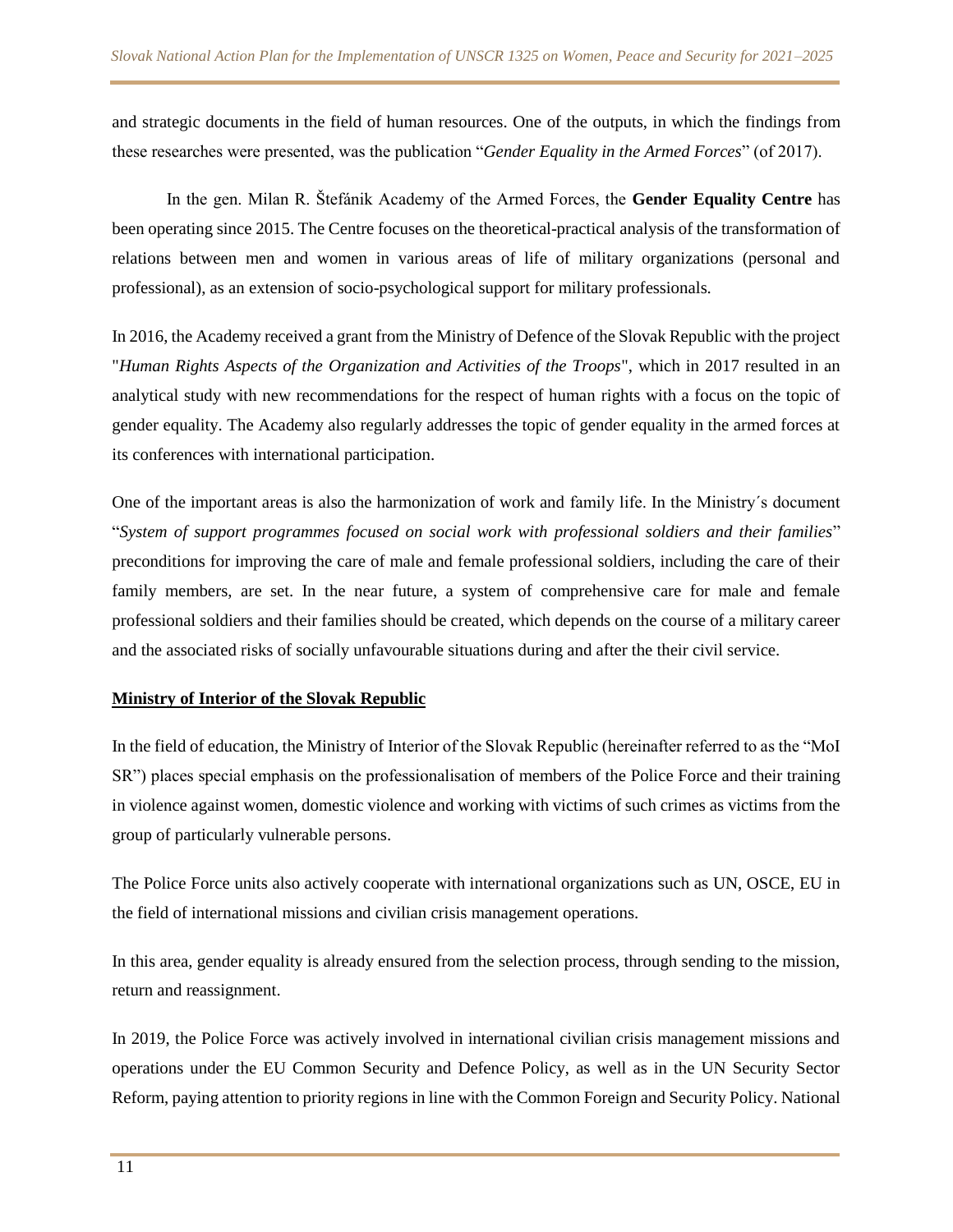and strategic documents in the field of human resources. One of the outputs, in which the findings from these researches were presented, was the publication "*Gender Equality in the Armed Forces*" (of 2017).

In the gen. Milan R. Štefánik Academy of the Armed Forces, the **Gender Equality Centre** has been operating since 2015. The Centre focuses on the theoretical-practical analysis of the transformation of relations between men and women in various areas of life of military organizations (personal and professional), as an extension of socio-psychological support for military professionals.

In 2016, the Academy received a grant from the Ministry of Defence of the Slovak Republic with the project "*Human Rights Aspects of the Organization and Activities of the Troops*", which in 2017 resulted in an analytical study with new recommendations for the respect of human rights with a focus on the topic of gender equality. The Academy also regularly addresses the topic of gender equality in the armed forces at its conferences with international participation.

One of the important areas is also the harmonization of work and family life. In the Ministry´s document "*System of support programmes focused on social work with professional soldiers and their families*" preconditions for improving the care of male and female professional soldiers, including the care of their family members, are set. In the near future, a system of comprehensive care for male and female professional soldiers and their families should be created, which depends on the course of a military career and the associated risks of socially unfavourable situations during and after the their civil service.

**Ministry of Interior of the Slovak Republic**

In the field of education, the Ministry of Interior of the Slovak Republic (hereinafter referred to as the "MoI SR") places special emphasis on the professionalisation of members of the Police Force and their training in violence against women, domestic violence and working with victims of such crimes as victims from the group of particularly vulnerable persons.

The Police Force units also actively cooperate with international organizations such as UN, OSCE, EU in the field of international missions and civilian crisis management operations.

In this area, gender equality is already ensured from the selection process, through sending to the mission, return and reassignment.

In 2019, the Police Force was actively involved in international civilian crisis management missions and operations under the EU Common Security and Defence Policy, as well as in the UN Security Sector Reform, paying attention to priority regions in line with the Common Foreign and Security Policy. National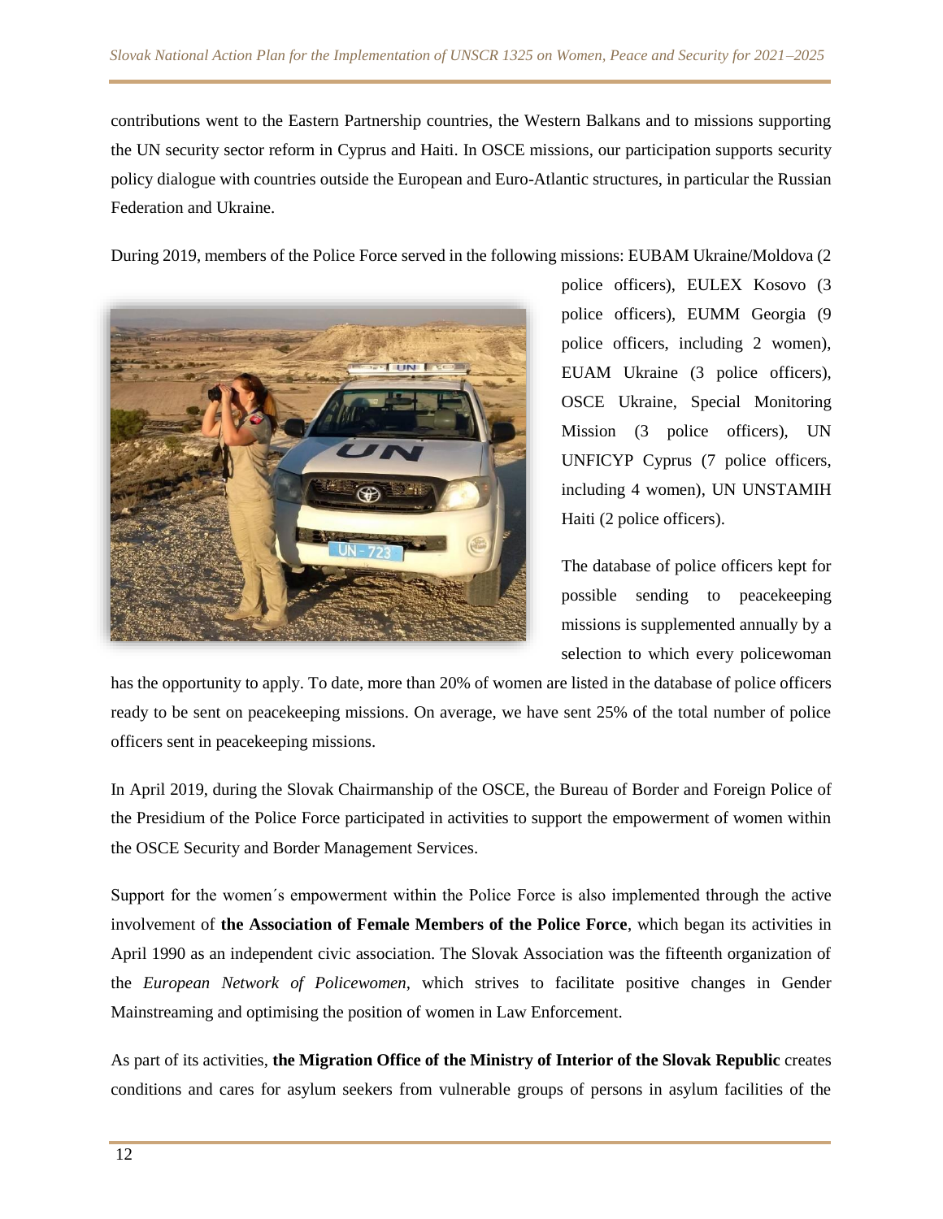contributions went to the Eastern Partnership countries, the Western Balkans and to missions supporting the UN security sector reform in Cyprus and Haiti. In OSCE missions, our participation supports security policy dialogue with countries outside the European and Euro-Atlantic structures, in particular the Russian Federation and Ukraine.

During 2019, members of the Police Force served in the following missions: EUBAM Ukraine/Moldova (2 police officers), EULEX Kosovo (3 police officers), EUMM Georgia (9 police officers, including 2 women), EUAM Ukraine (3 police officers), OSCE Ukraine, Special Monitoring Mission (3 police officers), UN UNFICYP Cyprus (7 police officers, including 4 women), UN UNSTAMIH Haiti (2 police officers).

The database of police officers kept for possible sending to peacekeeping missions is supplemented annually by a selection to which every policewoman has the opportunity to apply. To date, more than 20% of women are listed in the database of police officers ready to be sent on peacekeeping missions. On average, we have sent 25% of the total number of police officers sent in peacekeeping missions.

In April 2019, during the Slovak Chairmanship of the OSCE, the Bureau of Border and Foreign Police of the Presidium of the Police Force participated in activities to support the empowerment of women within the OSCE Security and Border Management Services.

Support for the women´s empowerment within the Police Force is also implemented through the active involvement of **the Association of Female Members of the Police Force**, which began its activities in April 1990 as an independent civic association. The Slovak Association was the fifteenth organization of the *European Network of Policewomen*, which strives to facilitate positive changes in Gender Mainstreaming and optimising the position of women in Law Enforcement.

As part of its activities, **the Migration Office of the Ministry of Interior of the Slovak Republic** creates conditions and cares for asylum seekers from vulnerable groups of persons in asylum facilities of the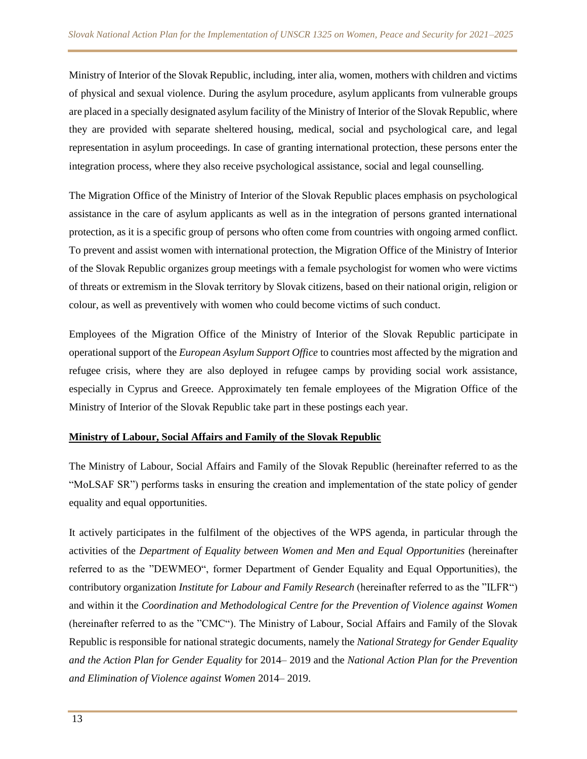Ministry of Interior of the Slovak Republic, including, inter alia, women, mothers with children and victims of physical and sexual violence. During the asylum procedure, asylum applicants from vulnerable groups are placed in a specially designated asylum facility of the Ministry of Interior of the Slovak Republic, where they are provided with separate sheltered housing, medical, social and psychological care, and legal representation in asylum proceedings. In case of granting international protection, these persons enter the integration process, where they also receive psychological assistance, social and legal counselling.

The Migration Office of the Ministry of Interior of the Slovak Republic places emphasis on psychological assistance in the care of asylum applicants as well as in the integration of persons granted international protection, as it is a specific group of persons who often come from countries with ongoing armed conflict. To prevent and assist women with international protection, the Migration Office of the Ministry of Interior of the Slovak Republic organizes group meetings with a female psychologist for women who were victims of threats or extremism in the Slovak territory by Slovak citizens, based on their national origin, religion or colour, as well as preventively with women who could become victims of such conduct.

Employees of the Migration Office of the Ministry of Interior of the Slovak Republic participate in operational support of the *European Asylum Support Office* to countries most affected by the migration and refugee crisis, where they are also deployed in refugee camps by providing social work assistance, especially in Cyprus and Greece. Approximately ten female employees of the Migration Office of the Ministry of Interior of the Slovak Republic take part in these postings each year.

**Ministry of Labour, Social Affairs and Family of the Slovak Republic**

The Ministry of Labour, Social Affairs and Family of the Slovak Republic (hereinafter referred to as the "MoLSAF SR") performs tasks in ensuring the creation and implementation of the state policy of gender equality and equal opportunities.

It actively participates in the fulfilment of the objectives of the WPS agenda, in particular through the activities of the *Department of Equality between Women and Men and Equal Opportunities* (hereinafter referred to as the "DEWMEO", former Department of Gender Equality and Equal Opportunities), the contributory organization *Institute for Labour and Family Research* (hereinafter referred to as the "ILFR") and within it the *Coordination and Methodological Centre for the Prevention of Violence against Women* (hereinafter referred to as the "CMC"). The Ministry of Labour, Social Affairs and Family of the Slovak Republic is responsible for national strategic documents, namely the *National Strategy for Gender Equality and the Action Plan for Gender Equality* for 2014– 2019 and the *National Action Plan for the Prevention and Elimination of Violence against Women* 2014– 2019.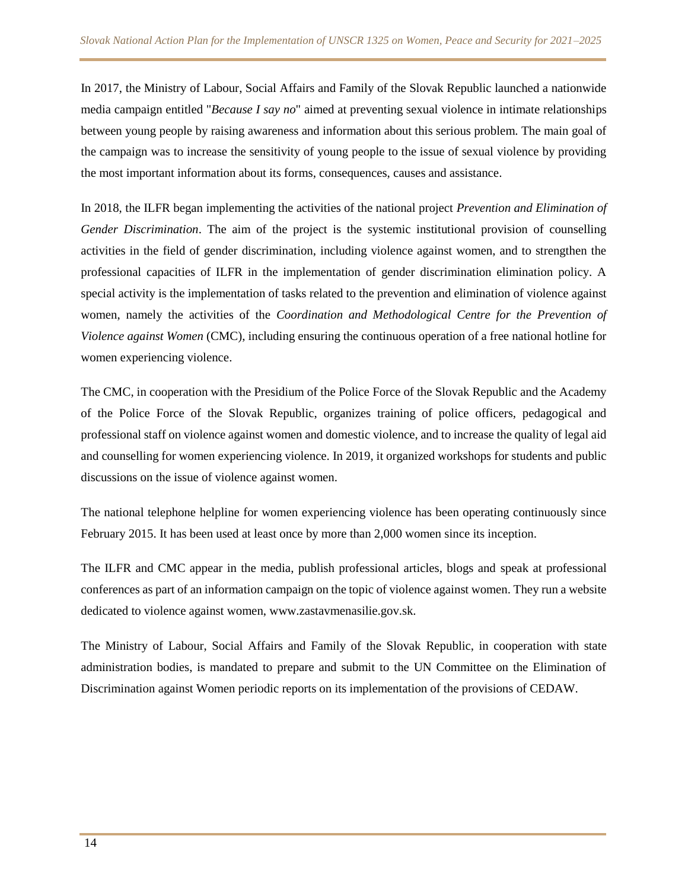In 2017, the Ministry of Labour, Social Affairs and Family of the Slovak Republic launched a nationwide media campaign entitled "*Because I say no*" aimed at preventing sexual violence in intimate relationships between young people by raising awareness and information about this serious problem. The main goal of the campaign was to increase the sensitivity of young people to the issue of sexual violence by providing the most important information about its forms, consequences, causes and assistance.

In 2018, the ILFR began implementing the activities of the national project *Prevention and Elimination of Gender Discrimination*. The aim of the project is the systemic institutional provision of counselling activities in the field of gender discrimination, including violence against women, and to strengthen the professional capacities of ILFR in the implementation of gender discrimination elimination policy. A special activity is the implementation of tasks related to the prevention and elimination of violence against women, namely the activities of the *Coordination and Methodological Centre for the Prevention of Violence against Women* (CMC), including ensuring the continuous operation of a free national hotline for women experiencing violence.

The CMC, in cooperation with the Presidium of the Police Force of the Slovak Republic and the Academy of the Police Force of the Slovak Republic, organizes training of police officers, pedagogical and professional staff on violence against women and domestic violence, and to increase the quality of legal aid and counselling for women experiencing violence. In 2019, it organized workshops for students and public discussions on the issue of violence against women.

The national telephone helpline for women experiencing violence has been operating continuously since February 2015. It has been used at least once by more than 2,000 women since its inception.

The ILFR and CMC appear in the media, publish professional articles, blogs and speak at professional conferences as part of an information campaign on the topic of violence against women. They run a website dedicated to violence against women, www.zastavmenasilie.gov.sk.

The Ministry of Labour, Social Affairs and Family of the Slovak Republic, in cooperation with state administration bodies, is mandated to prepare and submit to the UN Committee on the Elimination of Discrimination against Women periodic reports on its implementation of the provisions of CEDAW.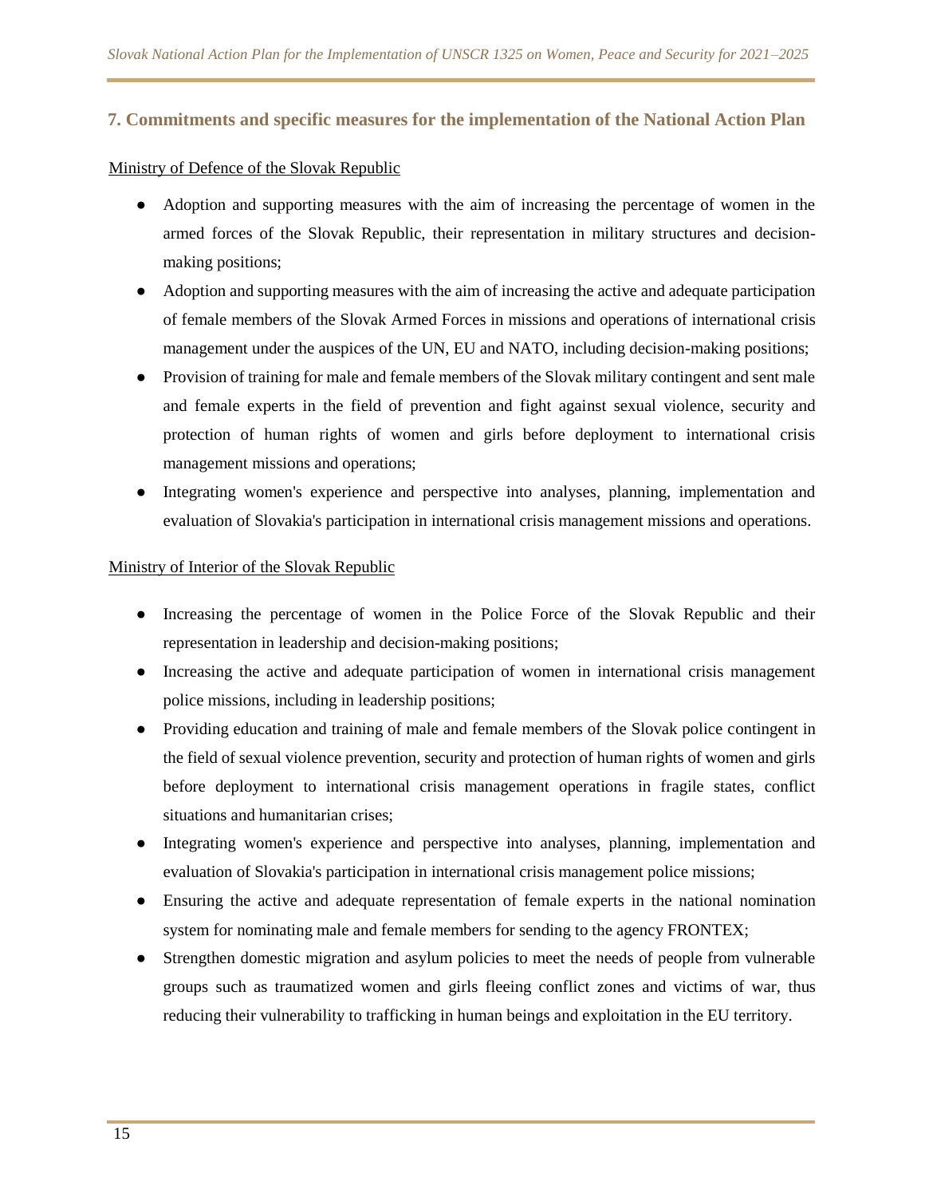## 7. Commitments and specific measures for the implementation of the National Action Plan

Ministry of Defence of the Slovak Republic

- Adoption and supporting measures with the aim of increasing the percentage of women in the armed forces of the Slovak Republic, their representation in military structures and decision-making positions;
- Adoption and supporting measures with the aim of increasing the active and adequate participation of female members of the Slovak Armed Forces in missions and operations of international crisis management under the auspices of the UN, EU and NATO, including decision-making positions;
- Provision of training for male and female members of the Slovak military contingent and sent male and female experts in the field of prevention and fight against sexual violence, security and protection of human rights of women and girls before deployment to international crisis management missions and operations;
- Integrating women's experience and perspective into analyses, planning, implementation and evaluation of Slovakia's participation in international crisis management missions and operations.

Ministry of Interior of the Slovak Republic

- Increasing the percentage of women in the Police Force of the Slovak Republic and their representation in leadership and decision-making positions;
- Increasing the active and adequate participation of women in international crisis management police missions, including in leadership positions;
- Providing education and training of male and female members of the Slovak police contingent in the field of sexual violence prevention, security and protection of human rights of women and girls before deployment to international crisis management operations in fragile states, conflict situations and humanitarian crises;
- Integrating women's experience and perspective into analyses, planning, implementation and evaluation of Slovakia's participation in international crisis management police missions;
- Ensuring the active and adequate representation of female experts in the national nomination system for nominating male and female members for sending to the agency FRONTEX;
- Strengthen domestic migration and asylum policies to meet the needs of people from vulnerable groups such as traumatized women and girls fleeing conflict zones and victims of war, thus reducing their vulnerability to trafficking in human beings and exploitation in the EU territory.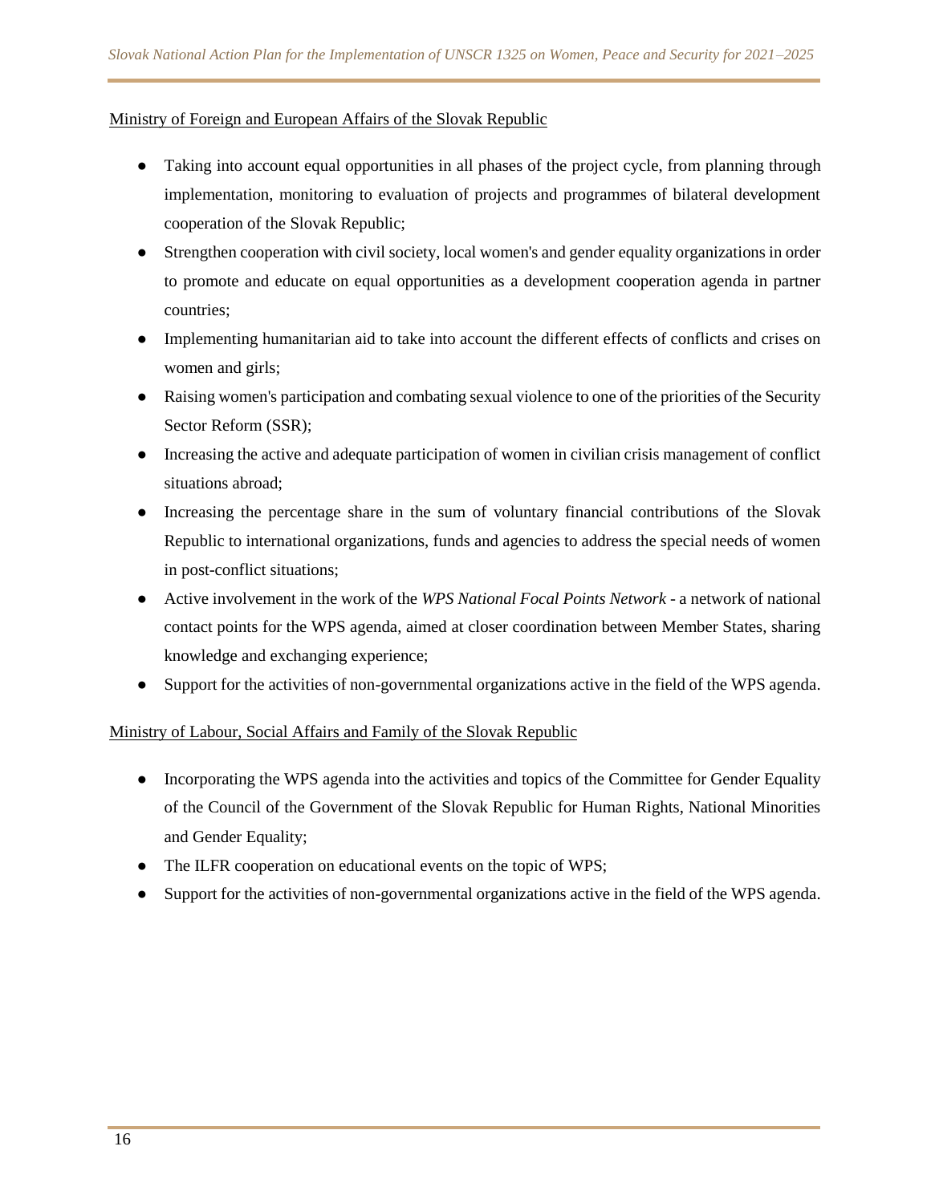Ministry of Foreign and European Affairs of the Slovak Republic

- Taking into account equal opportunities in all phases of the project cycle, from planning through implementation, monitoring to evaluation of projects and programmes of bilateral development cooperation of the Slovak Republic;
- Strengthen cooperation with civil society, local women's and gender equality organizations in order to promote and educate on equal opportunities as a development cooperation agenda in partner countries;
- Implementing humanitarian aid to take into account the different effects of conflicts and crises on women and girls;
- Raising women's participation and combating sexual violence to one of the priorities of the Security Sector Reform (SSR);
- Increasing the active and adequate participation of women in civilian crisis management of conflict situations abroad;
- Increasing the percentage share in the sum of voluntary financial contributions of the Slovak Republic to international organizations, funds and agencies to address the special needs of women in post-conflict situations;
- Active involvement in the work of the *WPS National Focal Points Network* - a network of national contact points for the WPS agenda, aimed at closer coordination between Member States, sharing knowledge and exchanging experience;
- Support for the activities of non-governmental organizations active in the field of the WPS agenda.

Ministry of Labour, Social Affairs and Family of the Slovak Republic

- Incorporating the WPS agenda into the activities and topics of the Committee for Gender Equality of the Council of the Government of the Slovak Republic for Human Rights, National Minorities and Gender Equality;
- The ILFR cooperation on educational events on the topic of WPS;
- Support for the activities of non-governmental organizations active in the field of the WPS agenda.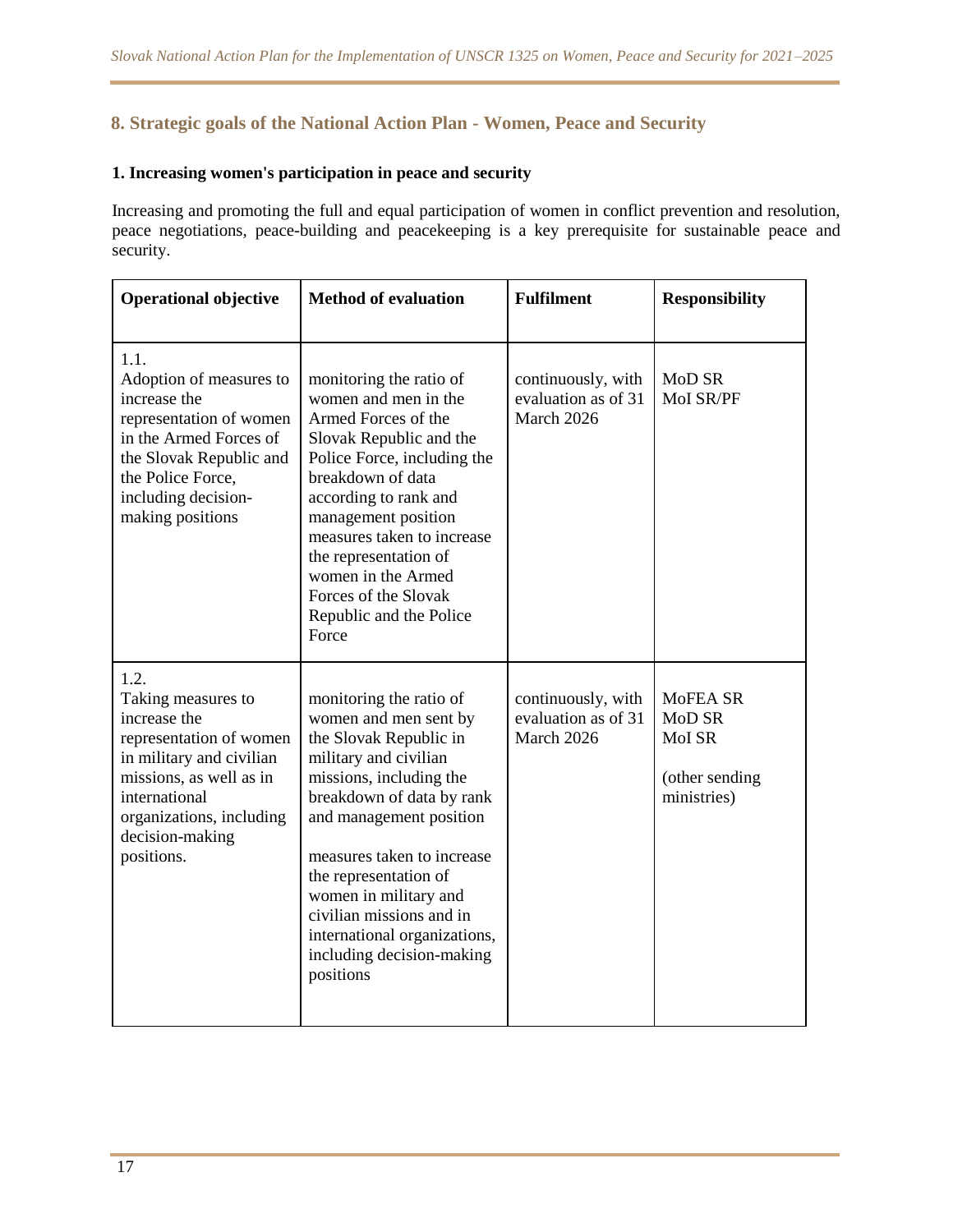## 8. Strategic goals of the National Action Plan - Women, Peace and Security

### 1. Increasing women's participation in peace and security

Increasing and promoting the full and equal participation of women in conflict prevention and resolution, peace negotiations, peace-building and peacekeeping is a key prerequisite for sustainable peace and security.

| Operational objective | Method of evaluation | Fulfilment | Responsibility |
|---|---|---|---|
| 1.1. Adoption of measures to increase the representation of women in the Armed Forces of the Slovak Republic and the Police Force, including decision-making positions | monitoring the ratio of women and men in the Armed Forces of the Slovak Republic and the Police Force, including the breakdown of data according to rank and management position measures taken to increase the representation of women in the Armed Forces of the Slovak Republic and the Police Force | continuously, with evaluation as of 31 March 2026 | MoD SR<br>MoI SR/PF |
| 1.2. Taking measures to increase the representation of women in military and civilian missions, as well as in international organizations, including decision-making positions. | monitoring the ratio of women and men sent by the Slovak Republic in military and civilian missions, including the breakdown of data by rank and management position<br><br>measures taken to increase the representation of women in military and civilian missions and in international organizations, including decision-making positions | continuously, with evaluation as of 31 March 2026 | MoFEA SR<br>MoD SR<br>MoI SR<br><br>(other sending ministries) |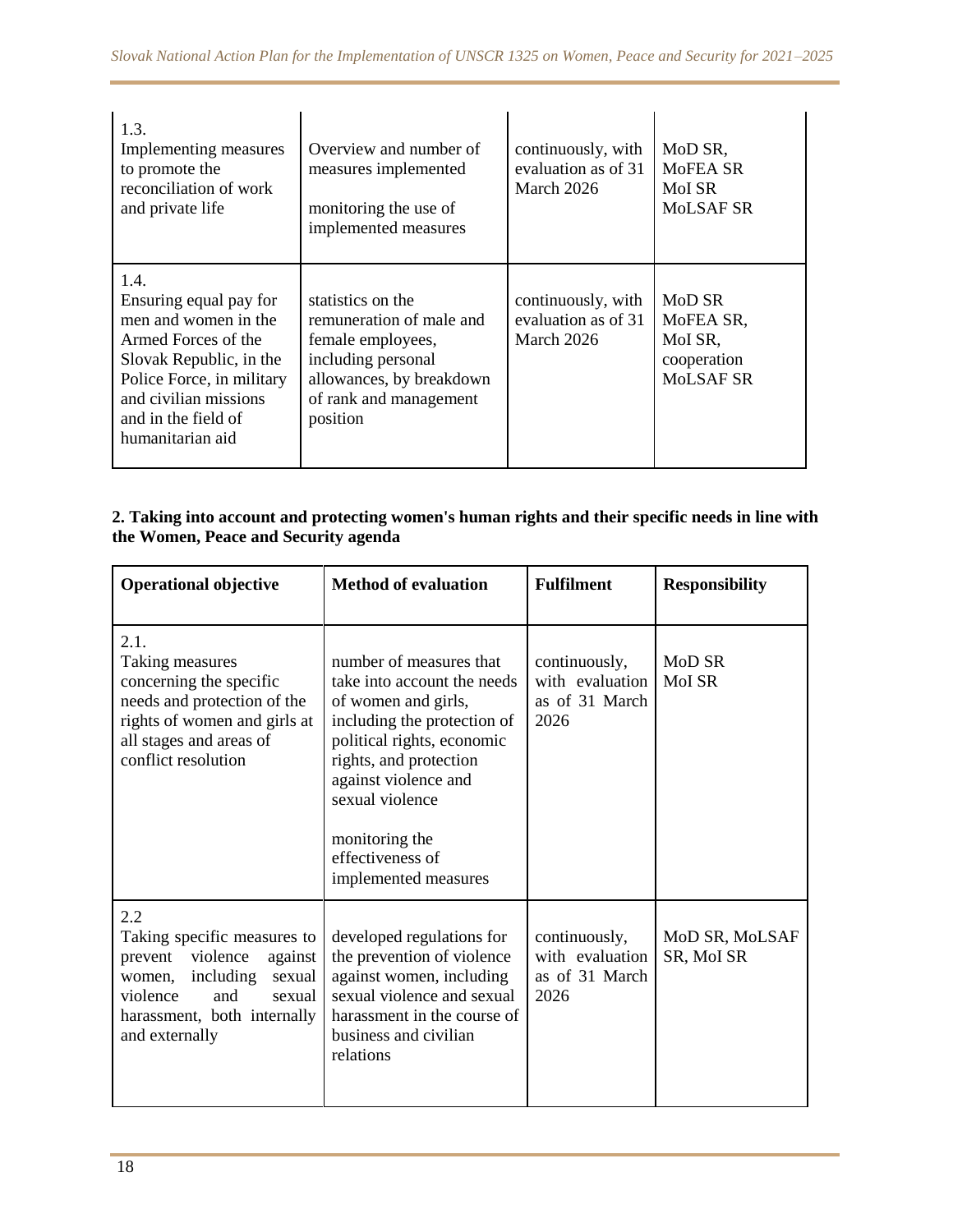| | | | |
|---|---|---|---|
| 1.3. Implementing measures to promote the reconciliation of work and private life | Overview and number of measures implemented<br><br>monitoring the use of implemented measures | continuously, with evaluation as of 31 March 2026 | MoD SR, MoFEA SR MoI SR MoLSAF SR |
| 1.4. Ensuring equal pay for men and women in the Armed Forces of the Slovak Republic, in the Police Force, in military and civilian missions and in the field of humanitarian aid | statistics on the remuneration of male and female employees, including personal allowances, by breakdown of rank and management position | continuously, with evaluation as of 31 March 2026 | MoD SR MoFEA SR, MoI SR, cooperation MoLSAF SR |

**2. Taking into account and protecting women's human rights and their specific needs in line with the Women, Peace and Security agenda**

| Operational objective | Method of evaluation | Fulfilment | Responsibility |
|---|---|---|---|
| 2.1. Taking measures concerning the specific needs and protection of the rights of women and girls at all stages and areas of conflict resolution | number of measures that take into account the needs of women and girls, including the protection of political rights, economic rights, and protection against violence and sexual violence<br><br>monitoring the effectiveness of implemented measures | continuously, with evaluation as of 31 March 2026 | MoD SR MoI SR |
| 2.2 Taking specific measures to prevent violence against women, including sexual violence and sexual harassment, both internally and externally | developed regulations for the prevention of violence against women, including sexual violence and sexual harassment in the course of business and civilian relations | continuously, with evaluation as of 31 March 2026 | MoD SR, MoLSAF SR, MoI SR |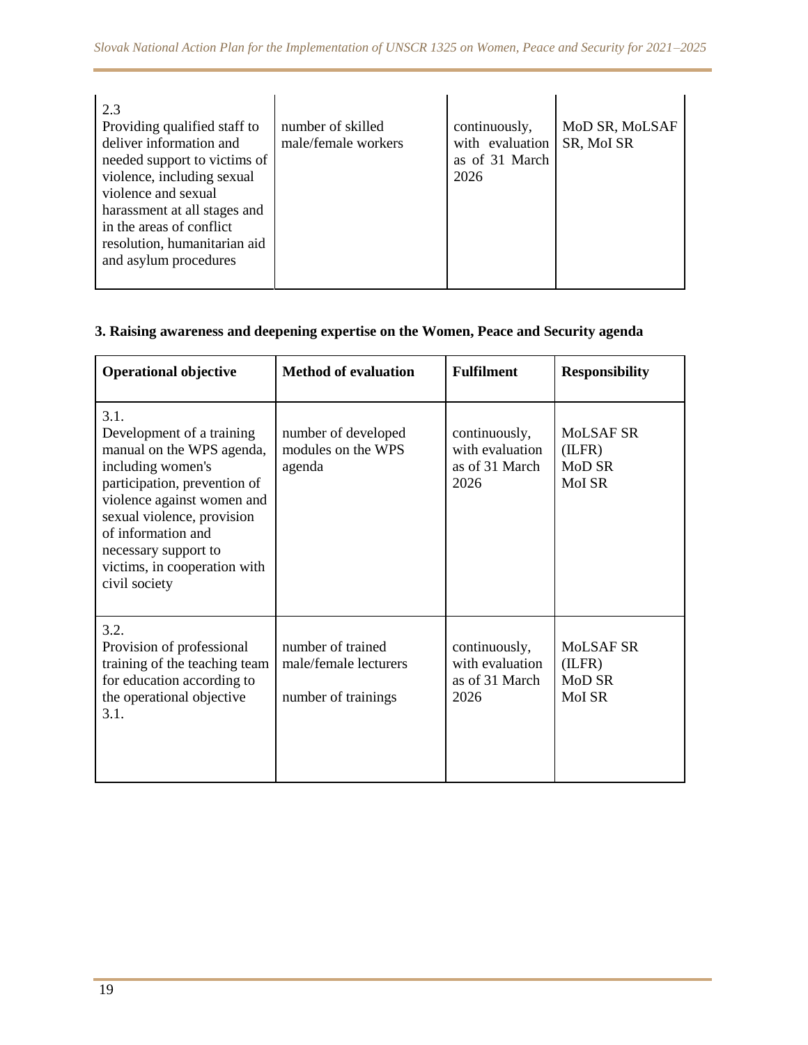| | | | |
|---|---|---|---|
| 2.3<br>Providing qualified staff to deliver information and needed support to victims of violence, including sexual violence and sexual harassment at all stages and in the areas of conflict resolution, humanitarian aid and asylum procedures | number of skilled male/female workers | continuously, with evaluation as of 31 March 2026 | MoD SR, MoLSAF SR, MoI SR |

**3. Raising awareness and deepening expertise on the Women, Peace and Security agenda**

| Operational objective | Method of evaluation | Fulfilment | Responsibility |
|---|---|---|---|
| 3.1.<br>Development of a training manual on the WPS agenda, including women's participation, prevention of violence against women and sexual violence, provision of information and necessary support to victims, in cooperation with civil society | number of developed modules on the WPS agenda | continuously, with evaluation as of 31 March 2026 | MoLSAF SR (ILFR)<br>MoD SR<br>MoI SR |
| 3.2.<br>Provision of professional training of the teaching team for education according to the operational objective 3.1. | number of trained male/female lecturers<br><br>number of trainings | continuously, with evaluation as of 31 March 2026 | MoLSAF SR (ILFR)<br>MoD SR<br>MoI SR |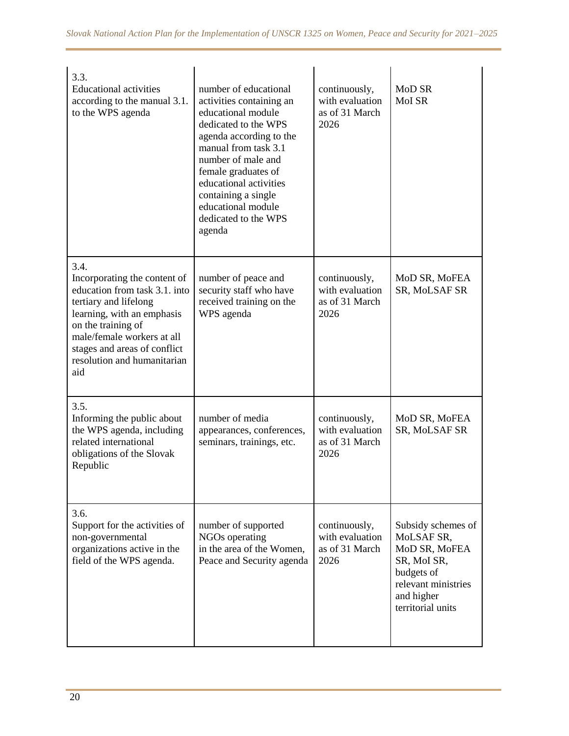| 3.3. Educational activities according to the manual 3.1. to the WPS agenda | number of educational activities containing an educational module dedicated to the WPS agenda according to the manual from task 3.1 number of male and female graduates of educational activities containing a single educational module dedicated to the WPS agenda | continuously, with evaluation as of 31 March 2026 | MoD SR MoI SR |
|---|---|---|---|
| 3.4. Incorporating the content of education from task 3.1. into tertiary and lifelong learning, with an emphasis on the training of male/female workers at all stages and areas of conflict resolution and humanitarian aid | number of peace and security staff who have received training on the WPS agenda | continuously, with evaluation as of 31 March 2026 | MoD SR, MoFEA SR, MoLSAF SR |
| 3.5. Informing the public about the WPS agenda, including related international obligations of the Slovak Republic | number of media appearances, conferences, seminars, trainings, etc. | continuously, with evaluation as of 31 March 2026 | MoD SR, MoFEA SR, MoLSAF SR |
| 3.6. Support for the activities of non-governmental organizations active in the field of the WPS agenda. | number of supported NGOs operating in the area of the Women, Peace and Security agenda | continuously, with evaluation as of 31 March 2026 | Subsidy schemes of MoLSAF SR, MoD SR, MoFEA SR, MoI SR, budgets of relevant ministries and higher territorial units |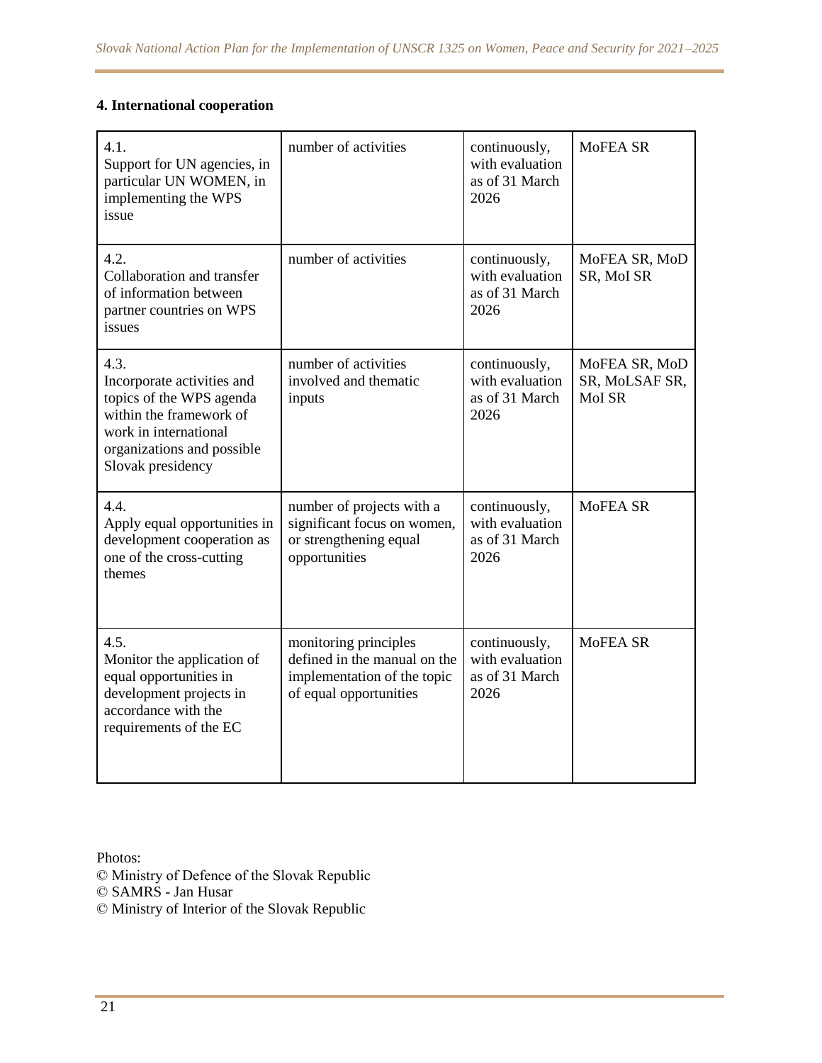**4. International cooperation**

| | | | |
|---|---|---|---|
| 4.1. Support for UN agencies, in particular UN WOMEN, in implementing the WPS issue | number of activities | continuously, with evaluation as of 31 March 2026 | MoFEA SR |
| 4.2. Collaboration and transfer of information between partner countries on WPS issues | number of activities | continuously, with evaluation as of 31 March 2026 | MoFEA SR, MoD SR, MoI SR |
| 4.3. Incorporate activities and topics of the WPS agenda within the framework of work in international organizations and possible Slovak presidency | number of activities involved and thematic inputs | continuously, with evaluation as of 31 March 2026 | MoFEA SR, MoD SR, MoLSAF SR, MoI SR |
| 4.4. Apply equal opportunities in development cooperation as one of the cross-cutting themes | number of projects with a significant focus on women, or strengthening equal opportunities | continuously, with evaluation as of 31 March 2026 | MoFEA SR |
| 4.5. Monitor the application of equal opportunities in development projects in accordance with the requirements of the EC | monitoring principles defined in the manual on the implementation of the topic of equal opportunities | continuously, with evaluation as of 31 March 2026 | MoFEA SR |

Photos:
© Ministry of Defence of the Slovak Republic
© SAMRS - Jan Husar
© Ministry of Interior of the Slovak Republic